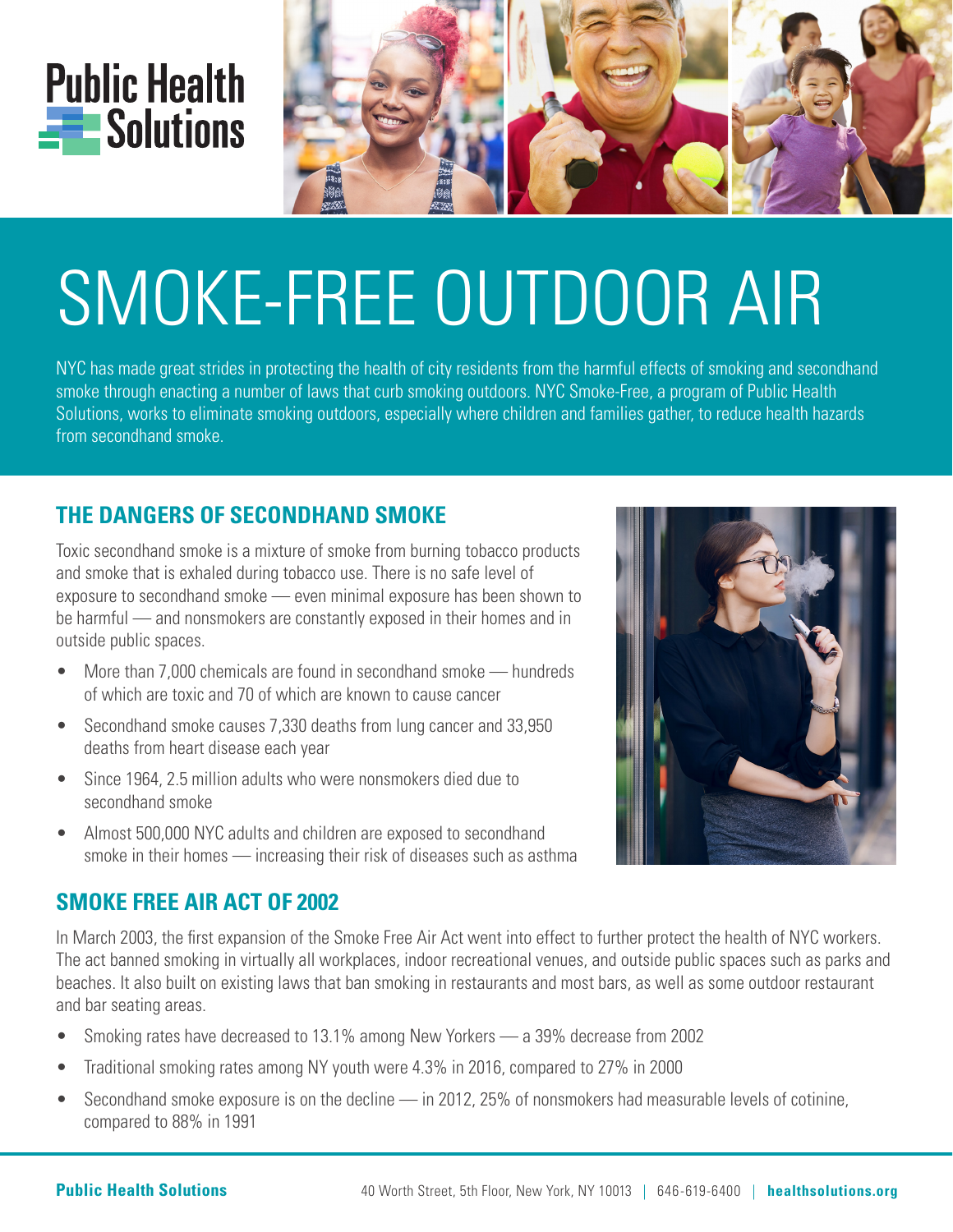Public Health Solutions

# SMOKE-FREE OUTDOOR AIR

NYC has made great strides in protecting the health of city residents from the harmful effects of smoking and secondhand smoke through enacting a number of laws that curb smoking outdoors. NYC Smoke-Free, a program of Public Health Solutions, works to eliminate smoking outdoors, especially where children and families gather, to reduce health hazards from secondhand smoke.

## THE DANGERS OF SECONDHAND SMOKE

Toxic secondhand smoke is a mixture of smoke from burning tobacco products and smoke that is exhaled during tobacco use. There is no safe level of exposure to secondhand smoke — even minimal exposure has been shown to be harmful — and nonsmokers are constantly exposed in their homes and in outside public spaces.

- More than 7,000 chemicals are found in secondhand smoke — hundreds of which are toxic and 70 of which are known to cause cancer
- Secondhand smoke causes 7,330 deaths from lung cancer and 33,950 deaths from heart disease each year
- Since 1964, 2.5 million adults who were nonsmokers died due to secondhand smoke
- Almost 500,000 NYC adults and children are exposed to secondhand smoke in their homes — increasing their risk of diseases such as asthma

## SMOKE FREE AIR ACT OF 2002

In March 2003, the first expansion of the Smoke Free Air Act went into effect to further protect the health of NYC workers. The act banned smoking in virtually all workplaces, indoor recreational venues, and outside public spaces such as parks and beaches. It also built on existing laws that ban smoking in restaurants and most bars, as well as some outdoor restaurant and bar seating areas.

- Smoking rates have decreased to 13.1% among New Yorkers — a 39% decrease from 2002
- Traditional smoking rates among NY youth were 4.3% in 2016, compared to 27% in 2000
- Secondhand smoke exposure is on the decline — in 2012, 25% of nonsmokers had measurable levels of cotinine, compared to 88% in 1991

**Public Health Solutions** 40 Worth Street, 5th Floor, New York, NY 10013 | 646-619-6400 | **healthsolutions.org**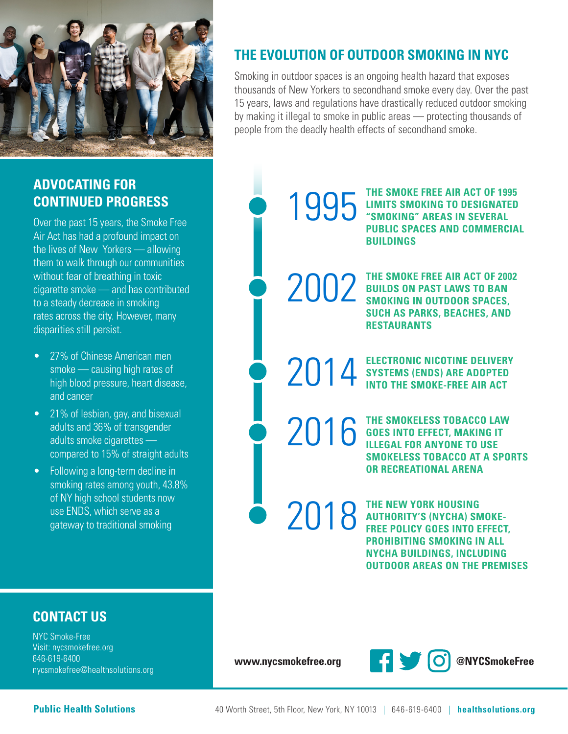## THE EVOLUTION OF OUTDOOR SMOKING IN NYC

Smoking in outdoor spaces is an ongoing health hazard that exposes thousands of New Yorkers to secondhand smoke every day. Over the past 15 years, laws and regulations have drastically reduced outdoor smoking by making it illegal to smoke in public areas — protecting thousands of people from the deadly health effects of secondhand smoke.

**1995** — **THE SMOKE FREE AIR ACT OF 1995 LIMITS SMOKING TO DESIGNATED "SMOKING" AREAS IN SEVERAL PUBLIC SPACES AND COMMERCIAL BUILDINGS**

**2002** — **THE SMOKE FREE AIR ACT OF 2002 BUILDS ON PAST LAWS TO BAN SMOKING IN OUTDOOR SPACES, SUCH AS PARKS, BEACHES, AND RESTAURANTS**

**2014** — **ELECTRONIC NICOTINE DELIVERY SYSTEMS (ENDS) ARE ADOPTED INTO THE SMOKE-FREE AIR ACT**

**2016** — **THE SMOKELESS TOBACCO LAW GOES INTO EFFECT, MAKING IT ILLEGAL FOR ANYONE TO USE SMOKELESS TOBACCO AT A SPORTS OR RECREATIONAL ARENA**

**2018** — **THE NEW YORK HOUSING AUTHORITY'S (NYCHA) SMOKE-FREE POLICY GOES INTO EFFECT, PROHIBITING SMOKING IN ALL NYCHA BUILDINGS, INCLUDING OUTDOOR AREAS ON THE PREMISES**

## ADVOCATING FOR CONTINUED PROGRESS

Over the past 15 years, the Smoke Free Air Act has had a profound impact on the lives of New Yorkers — allowing them to walk through our communities without fear of breathing in toxic cigarette smoke — and has contributed to a steady decrease in smoking rates across the city. However, many disparities still persist.

- 27% of Chinese American men smoke — causing high rates of high blood pressure, heart disease, and cancer
- 21% of lesbian, gay, and bisexual adults and 36% of transgender adults smoke cigarettes — compared to 15% of straight adults
- Following a long-term decline in smoking rates among youth, 43.8% of NY high school students now use ENDS, which serve as a gateway to traditional smoking

## CONTACT US

NYC Smoke-Free
Visit: nycsmokefree.org
646-619-6400
nycsmokefree@healthsolutions.org

**www.nycsmokefree.org** **@NYCSmokeFree**

**Public Health Solutions** 40 Worth Street, 5th Floor, New York, NY 10013 | 646-619-6400 | **healthsolutions.org**